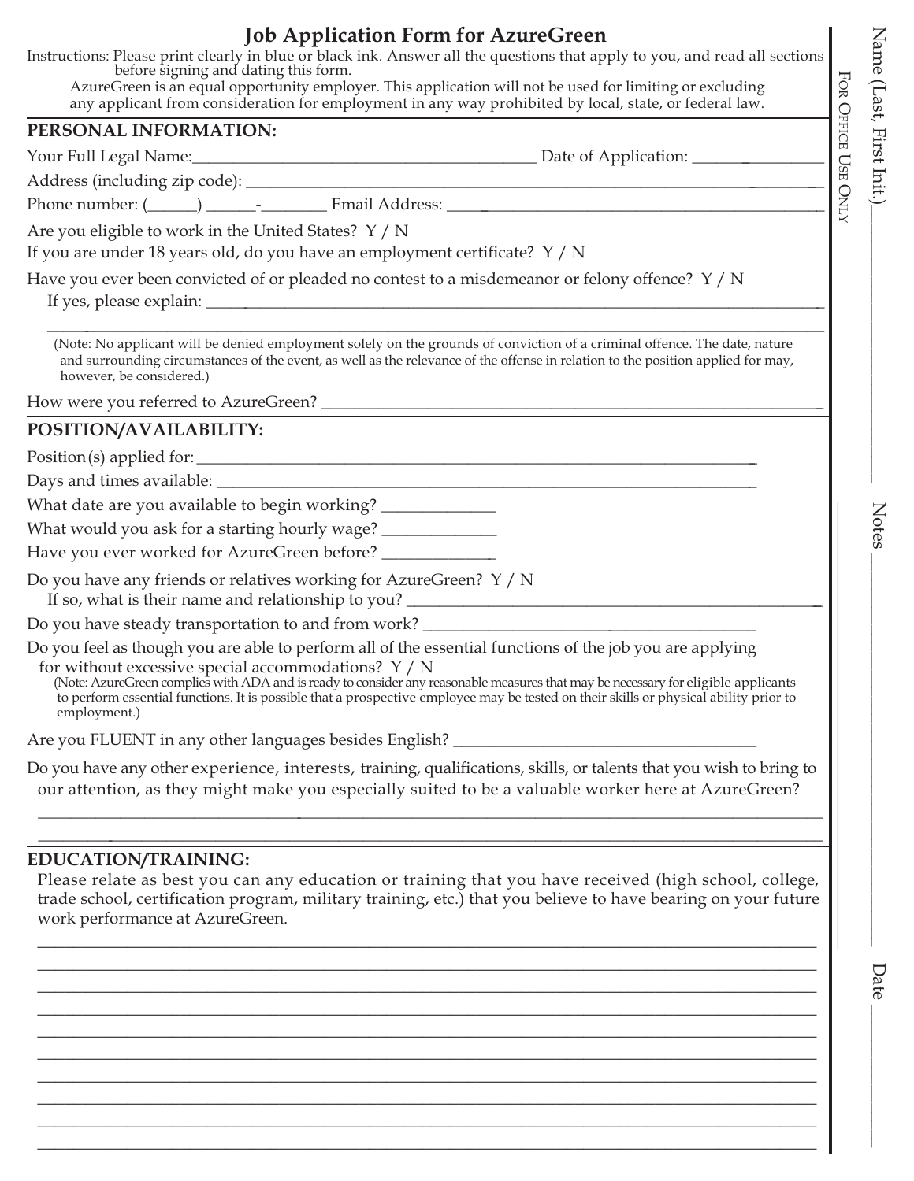# Job Application Form for AzureGreen

Instructions: Please print clearly in blue or black ink. Answer all the questions that apply to you, and read all sections before signing and dating this form.

AzureGreen is an equal opportunity employer. This application will not be used for limiting or excluding any applicant from consideration for employment in any way prohibited by local, state, or federal law.

## PERSONAL INFORMATION:

Your Full Legal Name:________________________________________ Date of Application: ______________

Address (including zip code): ________________________________________________________________

Phone number: (______) ______-________ Email Address: ________________________________________

Are you eligible to work in the United States? Y / N

If you are under 18 years old, do you have an employment certificate? Y / N

Have you ever been convicted of or pleaded no contest to a misdemeanor or felony offence? Y / N

If yes, please explain: ______________________________________________________________________

______________________________________________________________________________________

(Note: No applicant will be denied employment solely on the grounds of conviction of a criminal offence. The date, nature and surrounding circumstances of the event, as well as the relevance of the offense in relation to the position applied for may, however, be considered.)

How were you referred to AzureGreen? ____________________________________________________

## POSITION/AVAILABILITY:

Position(s) applied for: _____________________________________________________________

Days and times available: ___________________________________________________________

What date are you available to begin working? _____________

What would you ask for a starting hourly wage? _____________

Have you ever worked for AzureGreen before? _____________

Do you have any friends or relatives working for AzureGreen? Y / N

If so, what is their name and relationship to you? ________________________________________

Do you have steady transportation to and from work? ____________________________________

Do you feel as though you are able to perform all of the essential functions of the job you are applying for without excessive special accommodations? Y / N

(Note: AzureGreen complies with ADA and is ready to consider any reasonable measures that may be necessary for eligible applicants to perform essential functions. It is possible that a prospective employee may be tested on their skills or physical ability prior to employment.)

Are you FLUENT in any other languages besides English? ___________________________________

Do you have any other experience, interests, training, qualifications, skills, or talents that you wish to bring to our attention, as they might make you especially suited to be a valuable worker here at AzureGreen?

______________________________________________________________________________________

______________________________________________________________________________________

## EDUCATION/TRAINING:

Please relate as best you can any education or training that you have received (high school, college, trade school, certification program, military training, etc.) that you believe to have bearing on your future work performance at AzureGreen.

______________________________________________________________________________________

______________________________________________________________________________________

______________________________________________________________________________________

______________________________________________________________________________________

______________________________________________________________________________________

______________________________________________________________________________________

______________________________________________________________________________________

______________________________________________________________________________________

______________________________________________________________________________________

______________________________________________________________________________________

---

FOR OFFICE USE ONLY

Name (Last, First Init.)____________________

Notes ____________________

Date ____________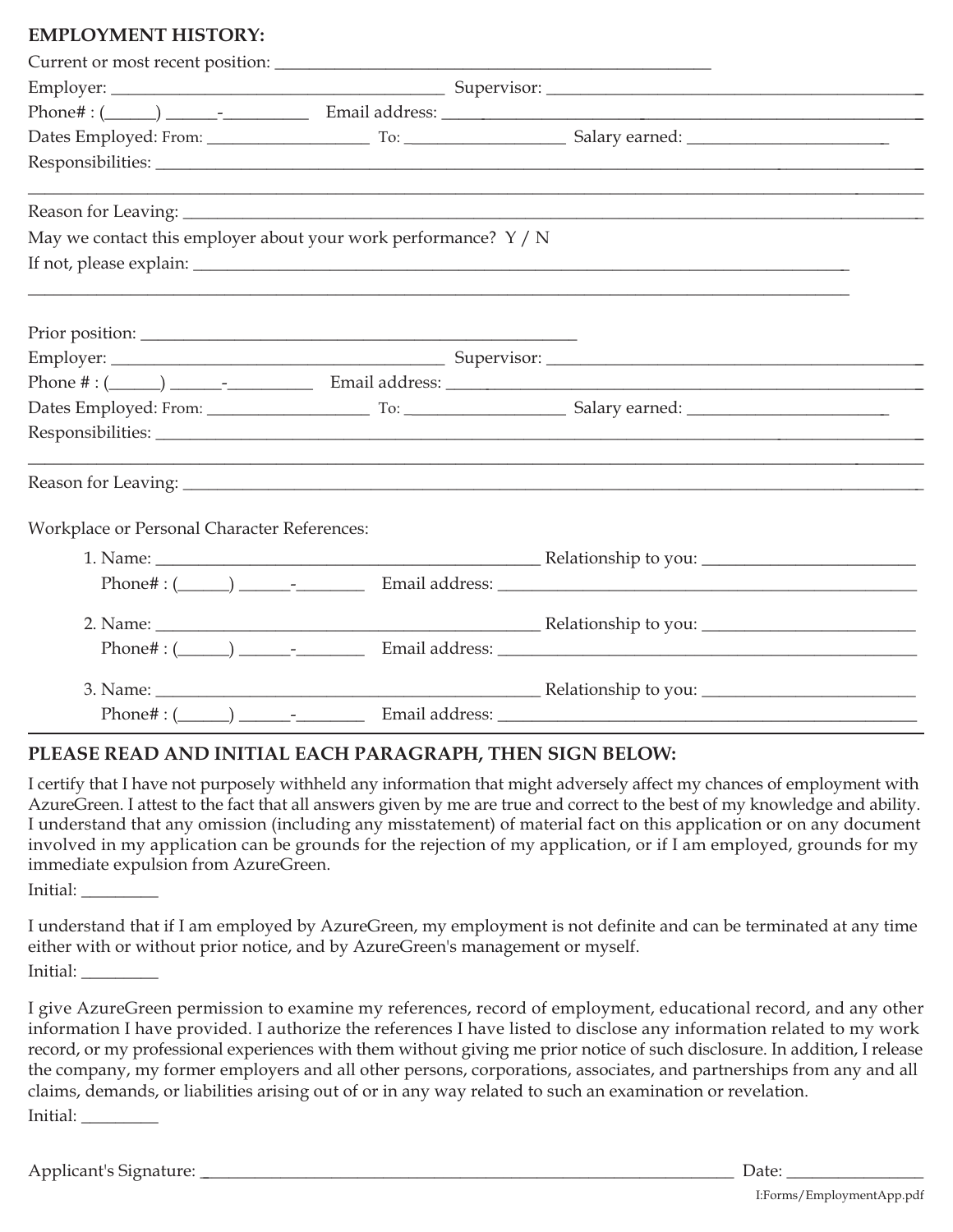**EMPLOYMENT HISTORY:**

Current or most recent position: ______________________________________________

Employer: ____________________________________ Supervisor: ________________________________________

Phone# : (_____) _____-_________ Email address: _____________________________________________

Dates Employed: From: __________________ To: __________________ Salary earned: ______________________

Responsibilities: __________________________________________________________________________________

________________________________________________________________________________________________

Reason for Leaving: ________________________________________________________________________________

May we contact this employer about your work performance? Y / N

If not, please explain: _____________________________________________________________________________

________________________________________________________________________________________________

Prior position: ______________________________________________

Employer: ____________________________________ Supervisor: ________________________________________

Phone # : (_____) _____-_________ Email address: _____________________________________________

Dates Employed: From: __________________ To: __________________ Salary earned: ______________________

Responsibilities: __________________________________________________________________________________

________________________________________________________________________________________________

Reason for Leaving: ________________________________________________________________________________

Workplace or Personal Character References:

1. Name: __________________________________________ Relationship to you: ______________________
   Phone# : (_____) _____-_______ Email address: _____________________________________________

2. Name: __________________________________________ Relationship to you: ______________________
   Phone# : (_____) _____-_______ Email address: _____________________________________________

3. Name: __________________________________________ Relationship to you: ______________________
   Phone# : (_____) _____-_______ Email address: _____________________________________________

---

**PLEASE READ AND INITIAL EACH PARAGRAPH, THEN SIGN BELOW:**

I certify that I have not purposely withheld any information that might adversely affect my chances of employment with AzureGreen. I attest to the fact that all answers given by me are true and correct to the best of my knowledge and ability. I understand that any omission (including any misstatement) of material fact on this application or on any document involved in my application can be grounds for the rejection of my application, or if I am employed, grounds for my immediate expulsion from AzureGreen.

Initial: ________

I understand that if I am employed by AzureGreen, my employment is not definite and can be terminated at any time either with or without prior notice, and by AzureGreen's management or myself.

Initial: ________

I give AzureGreen permission to examine my references, record of employment, educational record, and any other information I have provided. I authorize the references I have listed to disclose any information related to my work record, or my professional experiences with them without giving me prior notice of such disclosure. In addition, I release the company, my former employers and all other persons, corporations, associates, and partnerships from any and all claims, demands, or liabilities arising out of or in any way related to such an examination or revelation.

Initial: ________

Applicant's Signature: ____________________________________________________________ Date: ______________

I:Forms/EmploymentApp.pdf